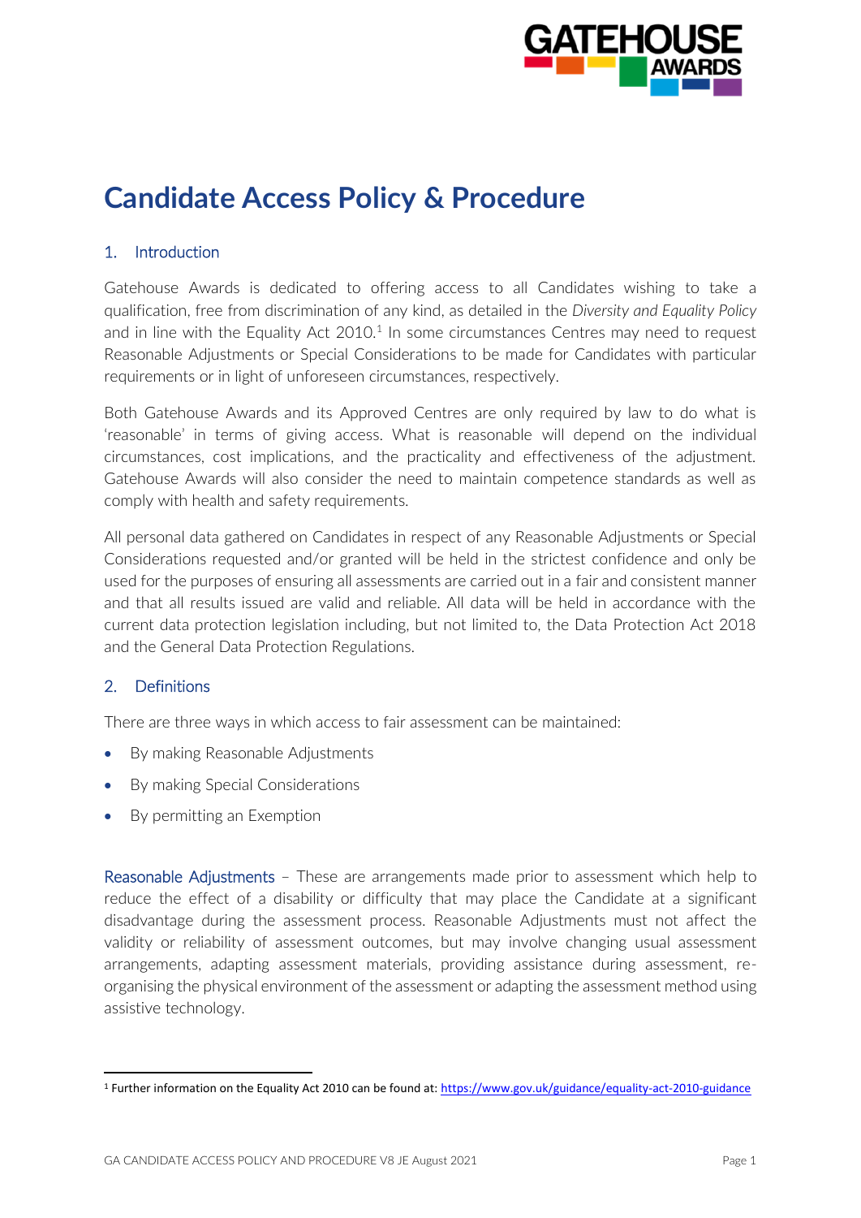# Candidate Access Policy & Procedure

## 1. Introduction

Gatehouse Awards is dedicated to offering access to all Candidates wishing to take a qualification, free from discrimination of any kind, as detailed in the *Diversity and Equality Policy* and in line with the Equality Act 2010.[1] In some circumstances Centres may need to request Reasonable Adjustments or Special Considerations to be made for Candidates with particular requirements or in light of unforeseen circumstances, respectively.

Both Gatehouse Awards and its Approved Centres are only required by law to do what is 'reasonable' in terms of giving access. What is reasonable will depend on the individual circumstances, cost implications, and the practicality and effectiveness of the adjustment. Gatehouse Awards will also consider the need to maintain competence standards as well as comply with health and safety requirements.

All personal data gathered on Candidates in respect of any Reasonable Adjustments or Special Considerations requested and/or granted will be held in the strictest confidence and only be used for the purposes of ensuring all assessments are carried out in a fair and consistent manner and that all results issued are valid and reliable. All data will be held in accordance with the current data protection legislation including, but not limited to, the Data Protection Act 2018 and the General Data Protection Regulations.

## 2. Definitions

There are three ways in which access to fair assessment can be maintained:

- By making Reasonable Adjustments
- By making Special Considerations
- By permitting an Exemption

Reasonable Adjustments – These are arrangements made prior to assessment which help to reduce the effect of a disability or difficulty that may place the Candidate at a significant disadvantage during the assessment process. Reasonable Adjustments must not affect the validity or reliability of assessment outcomes, but may involve changing usual assessment arrangements, adapting assessment materials, providing assistance during assessment, re-organising the physical environment of the assessment or adapting the assessment method using assistive technology.

[1] Further information on the Equality Act 2010 can be found at: https://www.gov.uk/guidance/equality-act-2010-guidance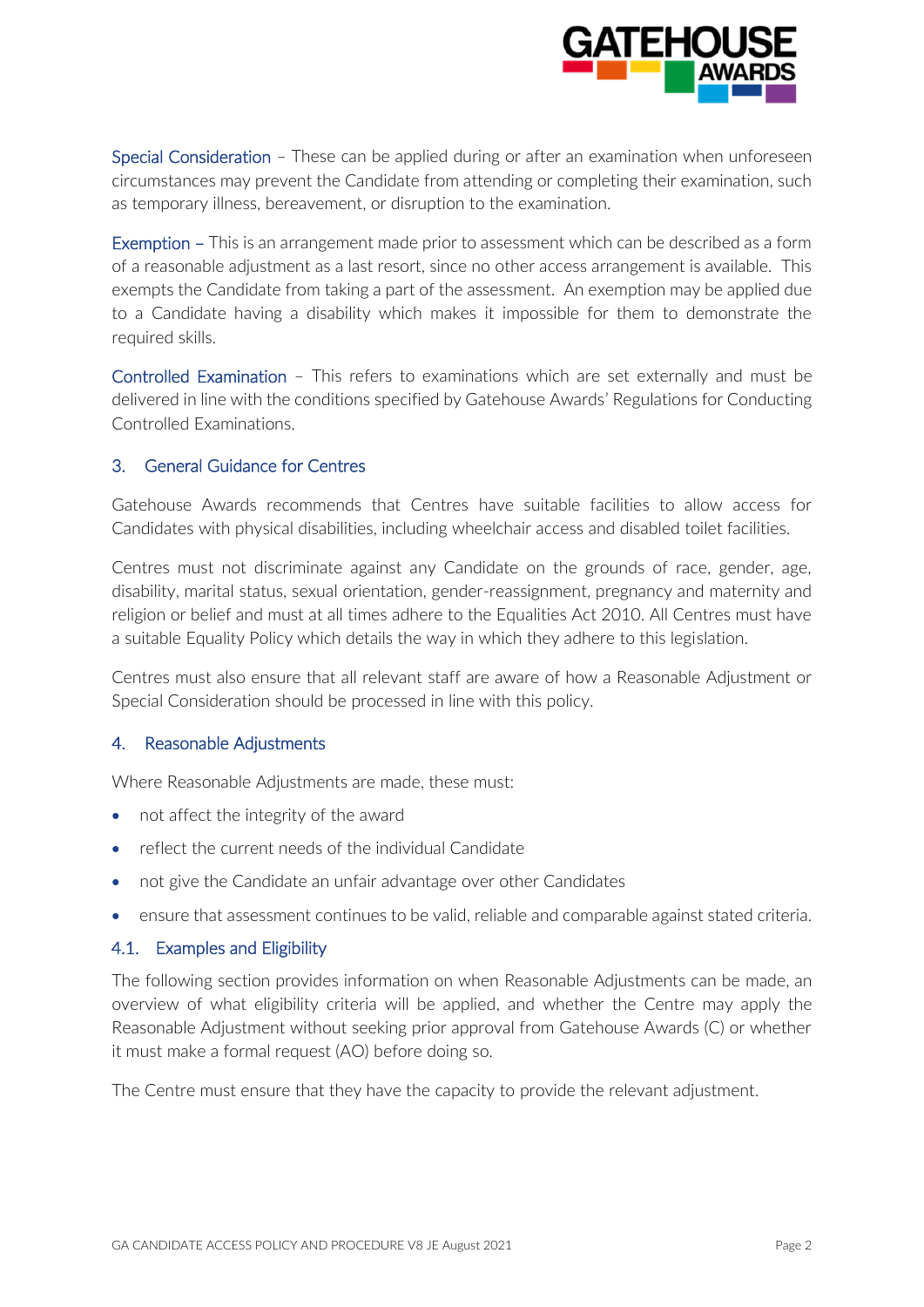Special Consideration – These can be applied during or after an examination when unforeseen circumstances may prevent the Candidate from attending or completing their examination, such as temporary illness, bereavement, or disruption to the examination.

Exemption – This is an arrangement made prior to assessment which can be described as a form of a reasonable adjustment as a last resort, since no other access arrangement is available. This exempts the Candidate from taking a part of the assessment. An exemption may be applied due to a Candidate having a disability which makes it impossible for them to demonstrate the required skills.

Controlled Examination – This refers to examinations which are set externally and must be delivered in line with the conditions specified by Gatehouse Awards' Regulations for Conducting Controlled Examinations.

## 3. General Guidance for Centres

Gatehouse Awards recommends that Centres have suitable facilities to allow access for Candidates with physical disabilities, including wheelchair access and disabled toilet facilities.

Centres must not discriminate against any Candidate on the grounds of race, gender, age, disability, marital status, sexual orientation, gender-reassignment, pregnancy and maternity and religion or belief and must at all times adhere to the Equalities Act 2010. All Centres must have a suitable Equality Policy which details the way in which they adhere to this legislation.

Centres must also ensure that all relevant staff are aware of how a Reasonable Adjustment or Special Consideration should be processed in line with this policy.

## 4. Reasonable Adjustments

Where Reasonable Adjustments are made, these must:

- not affect the integrity of the award
- reflect the current needs of the individual Candidate
- not give the Candidate an unfair advantage over other Candidates
- ensure that assessment continues to be valid, reliable and comparable against stated criteria.

### 4.1. Examples and Eligibility

The following section provides information on when Reasonable Adjustments can be made, an overview of what eligibility criteria will be applied, and whether the Centre may apply the Reasonable Adjustment without seeking prior approval from Gatehouse Awards (C) or whether it must make a formal request (AO) before doing so.

The Centre must ensure that they have the capacity to provide the relevant adjustment.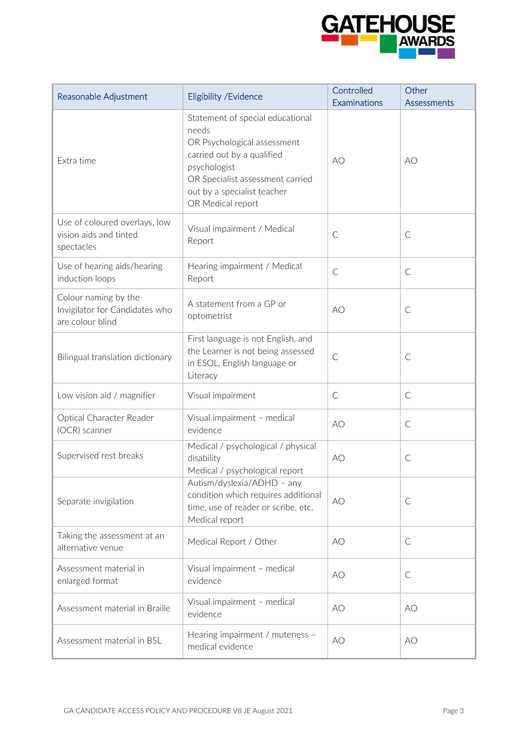| Reasonable Adjustment | Eligibility /Evidence | Controlled Examinations | Other Assessments |
|---|---|---|---|
| Extra time | Statement of special educational needs<br>OR Psychological assessment carried out by a qualified psychologist<br>OR Specialist assessment carried out by a specialist teacher<br>OR Medical report | AO | AO |
| Use of coloured overlays, low vision aids and tinted spectacles | Visual impairment / Medical Report | C | C |
| Use of hearing aids/hearing induction loops | Hearing impairment / Medical Report | C | C |
| Colour naming by the Invigilator for Candidates who are colour blind | A statement from a GP or optometrist | AO | C |
| Bilingual translation dictionary | First language is not English, and the Learner is not being assessed in ESOL, English language or Literacy | C | C |
| Low vision aid / magnifier | Visual impairment | C | C |
| Optical Character Reader (OCR) scanner | Visual impairment – medical evidence | AO | C |
| Supervised rest breaks | Medical / psychological / physical disability<br>Medical / psychological report | AO | C |
| Separate invigilation | Autism/dyslexia/ADHD – any condition which requires additional time, use of reader or scribe, etc.<br>Medical report | AO | C |
| Taking the assessment at an alternative venue | Medical Report / Other | AO | C |
| Assessment material in enlarged format | Visual impairment – medical evidence | AO | C |
| Assessment material in Braille | Visual impairment – medical evidence | AO | AO |
| Assessment material in BSL | Hearing impairment / muteness – medical evidence | AO | AO |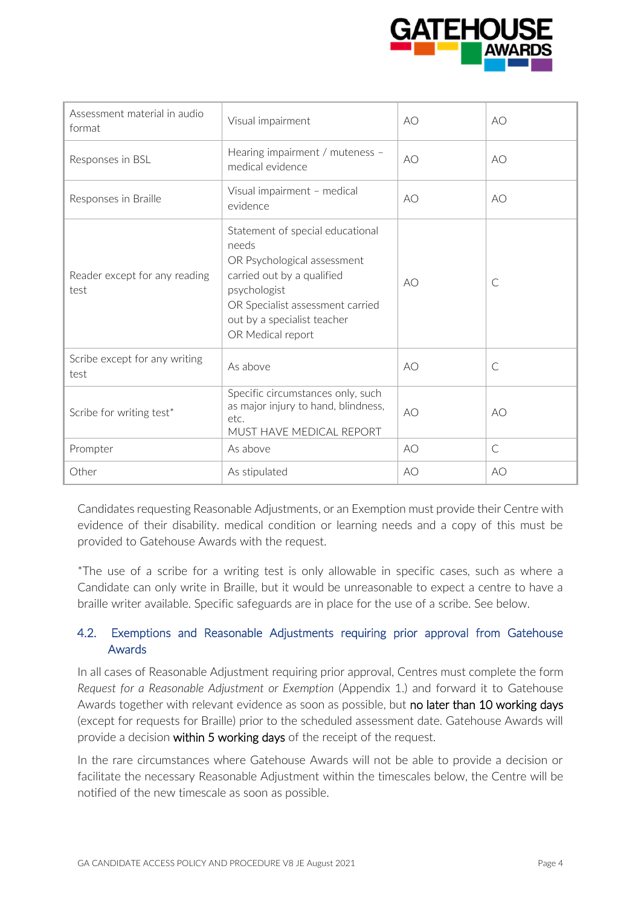| Assessment material in audio format | Visual impairment | AO | AO |
|---|---|---|---|
| Responses in BSL | Hearing impairment / muteness – medical evidence | AO | AO |
| Responses in Braille | Visual impairment – medical evidence | AO | AO |
| Reader except for any reading test | Statement of special educational needs<br>OR Psychological assessment carried out by a qualified psychologist<br>OR Specialist assessment carried out by a specialist teacher<br>OR Medical report | AO | C |
| Scribe except for any writing test | As above | AO | C |
| Scribe for writing test* | Specific circumstances only, such as major injury to hand, blindness, etc.<br>MUST HAVE MEDICAL REPORT | AO | AO |
| Prompter | As above | AO | C |
| Other | As stipulated | AO | AO |

Candidates requesting Reasonable Adjustments, or an Exemption must provide their Centre with evidence of their disability. medical condition or learning needs and a copy of this must be provided to Gatehouse Awards with the request.

*The use of a scribe for a writing test is only allowable in specific cases, such as where a Candidate can only write in Braille, but it would be unreasonable to expect a centre to have a braille writer available. Specific safeguards are in place for the use of a scribe. See below.

### 4.2. Exemptions and Reasonable Adjustments requiring prior approval from Gatehouse Awards

In all cases of Reasonable Adjustment requiring prior approval, Centres must complete the form *Request for a Reasonable Adjustment or Exemption* (Appendix 1.) and forward it to Gatehouse Awards together with relevant evidence as soon as possible, but no later than 10 working days (except for requests for Braille) prior to the scheduled assessment date. Gatehouse Awards will provide a decision within 5 working days of the receipt of the request.

In the rare circumstances where Gatehouse Awards will not be able to provide a decision or facilitate the necessary Reasonable Adjustment within the timescales below, the Centre will be notified of the new timescale as soon as possible.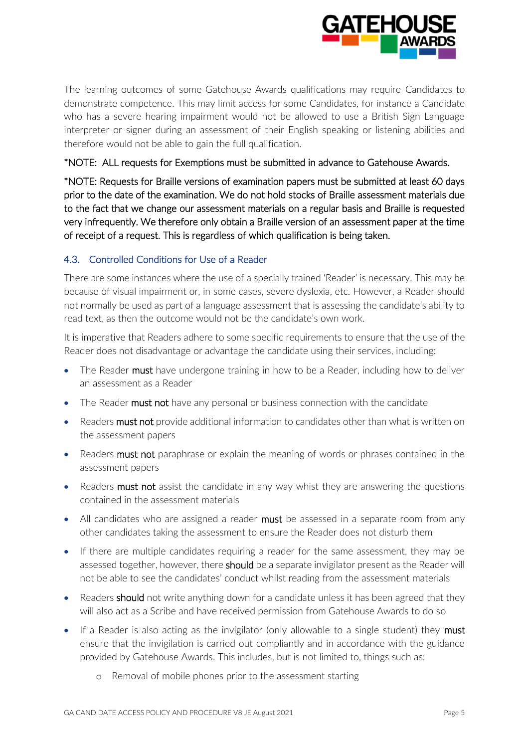The learning outcomes of some Gatehouse Awards qualifications may require Candidates to demonstrate competence. This may limit access for some Candidates, for instance a Candidate who has a severe hearing impairment would not be allowed to use a British Sign Language interpreter or signer during an assessment of their English speaking or listening abilities and therefore would not be able to gain the full qualification.

*NOTE: ALL requests for Exemptions must be submitted in advance to Gatehouse Awards.

*NOTE: Requests for Braille versions of examination papers must be submitted at least 60 days prior to the date of the examination. We do not hold stocks of Braille assessment materials due to the fact that we change our assessment materials on a regular basis and Braille is requested very infrequently. We therefore only obtain a Braille version of an assessment paper at the time of receipt of a request. This is regardless of which qualification is being taken.

### 4.3. Controlled Conditions for Use of a Reader

There are some instances where the use of a specially trained 'Reader' is necessary. This may be because of visual impairment or, in some cases, severe dyslexia, etc. However, a Reader should not normally be used as part of a language assessment that is assessing the candidate's ability to read text, as then the outcome would not be the candidate's own work.

It is imperative that Readers adhere to some specific requirements to ensure that the use of the Reader does not disadvantage or advantage the candidate using their services, including:

- The Reader **must** have undergone training in how to be a Reader, including how to deliver an assessment as a Reader
- The Reader **must not** have any personal or business connection with the candidate
- Readers **must not** provide additional information to candidates other than what is written on the assessment papers
- Readers **must not** paraphrase or explain the meaning of words or phrases contained in the assessment papers
- Readers **must not** assist the candidate in any way whist they are answering the questions contained in the assessment materials
- All candidates who are assigned a reader **must** be assessed in a separate room from any other candidates taking the assessment to ensure the Reader does not disturb them
- If there are multiple candidates requiring a reader for the same assessment, they may be assessed together, however, there **should** be a separate invigilator present as the Reader will not be able to see the candidates' conduct whilst reading from the assessment materials
- Readers **should** not write anything down for a candidate unless it has been agreed that they will also act as a Scribe and have received permission from Gatehouse Awards to do so
- If a Reader is also acting as the invigilator (only allowable to a single student) they **must** ensure that the invigilation is carried out compliantly and in accordance with the guidance provided by Gatehouse Awards. This includes, but is not limited to, things such as:
  - Removal of mobile phones prior to the assessment starting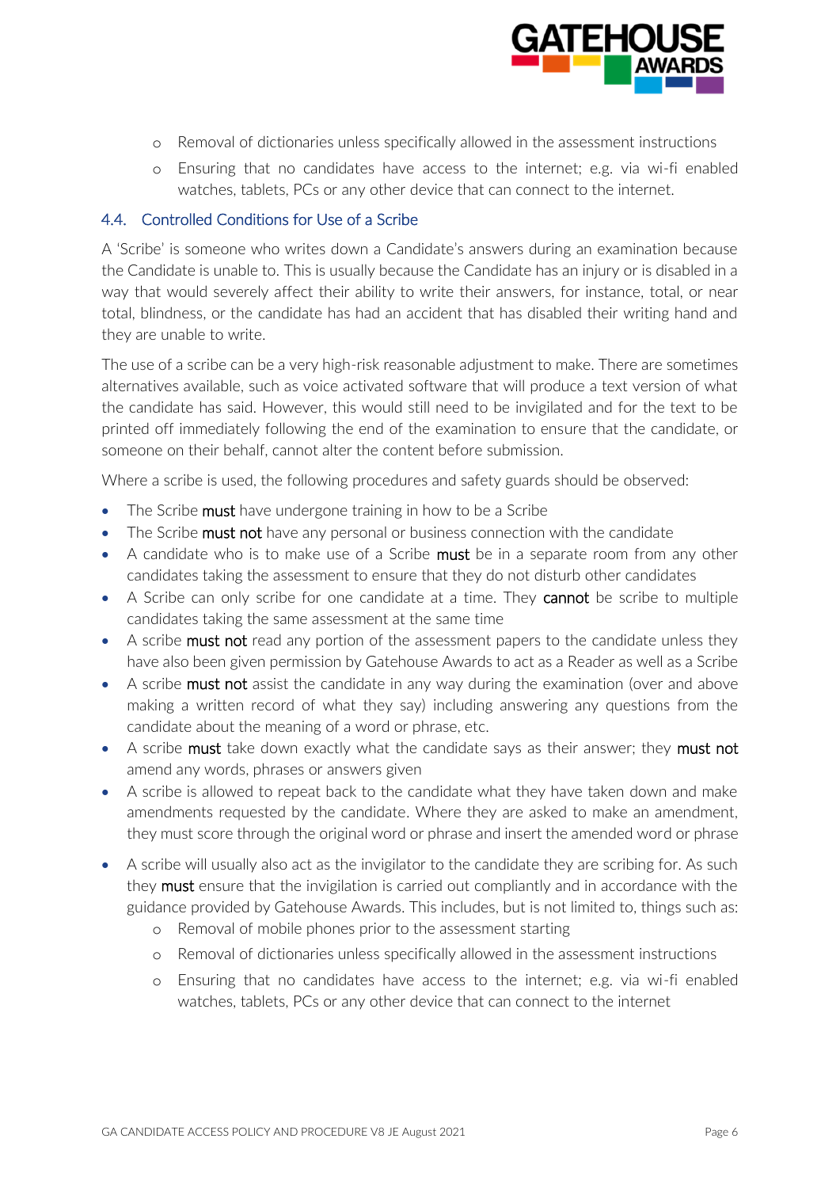- Removal of dictionaries unless specifically allowed in the assessment instructions
- Ensuring that no candidates have access to the internet; e.g. via wi-fi enabled watches, tablets, PCs or any other device that can connect to the internet.

### 4.4. Controlled Conditions for Use of a Scribe

A 'Scribe' is someone who writes down a Candidate's answers during an examination because the Candidate is unable to. This is usually because the Candidate has an injury or is disabled in a way that would severely affect their ability to write their answers, for instance, total, or near total, blindness, or the candidate has had an accident that has disabled their writing hand and they are unable to write.

The use of a scribe can be a very high-risk reasonable adjustment to make. There are sometimes alternatives available, such as voice activated software that will produce a text version of what the candidate has said. However, this would still need to be invigilated and for the text to be printed off immediately following the end of the examination to ensure that the candidate, or someone on their behalf, cannot alter the content before submission.

Where a scribe is used, the following procedures and safety guards should be observed:

- The Scribe **must** have undergone training in how to be a Scribe
- The Scribe **must not** have any personal or business connection with the candidate
- A candidate who is to make use of a Scribe **must** be in a separate room from any other candidates taking the assessment to ensure that they do not disturb other candidates
- A Scribe can only scribe for one candidate at a time. They **cannot** be scribe to multiple candidates taking the same assessment at the same time
- A scribe **must not** read any portion of the assessment papers to the candidate unless they have also been given permission by Gatehouse Awards to act as a Reader as well as a Scribe
- A scribe **must not** assist the candidate in any way during the examination (over and above making a written record of what they say) including answering any questions from the candidate about the meaning of a word or phrase, etc.
- A scribe **must** take down exactly what the candidate says as their answer; they **must not** amend any words, phrases or answers given
- A scribe is allowed to repeat back to the candidate what they have taken down and make amendments requested by the candidate. Where they are asked to make an amendment, they must score through the original word or phrase and insert the amended word or phrase
- A scribe will usually also act as the invigilator to the candidate they are scribing for. As such they **must** ensure that the invigilation is carried out compliantly and in accordance with the guidance provided by Gatehouse Awards. This includes, but is not limited to, things such as:
  - Removal of mobile phones prior to the assessment starting
  - Removal of dictionaries unless specifically allowed in the assessment instructions
  - Ensuring that no candidates have access to the internet; e.g. via wi-fi enabled watches, tablets, PCs or any other device that can connect to the internet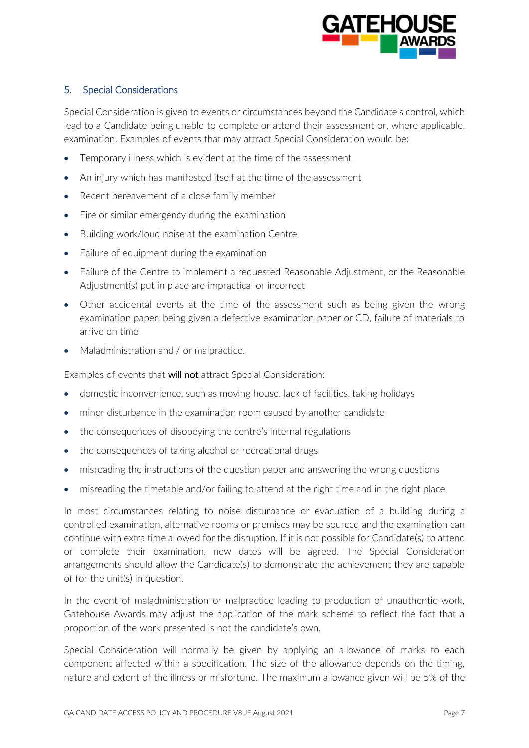## 5. Special Considerations

Special Consideration is given to events or circumstances beyond the Candidate's control, which lead to a Candidate being unable to complete or attend their assessment or, where applicable, examination. Examples of events that may attract Special Consideration would be:

- Temporary illness which is evident at the time of the assessment
- An injury which has manifested itself at the time of the assessment
- Recent bereavement of a close family member
- Fire or similar emergency during the examination
- Building work/loud noise at the examination Centre
- Failure of equipment during the examination
- Failure of the Centre to implement a requested Reasonable Adjustment, or the Reasonable Adjustment(s) put in place are impractical or incorrect
- Other accidental events at the time of the assessment such as being given the wrong examination paper, being given a defective examination paper or CD, failure of materials to arrive on time
- Maladministration and / or malpractice.

Examples of events that **will not** attract Special Consideration:

- domestic inconvenience, such as moving house, lack of facilities, taking holidays
- minor disturbance in the examination room caused by another candidate
- the consequences of disobeying the centre's internal regulations
- the consequences of taking alcohol or recreational drugs
- misreading the instructions of the question paper and answering the wrong questions
- misreading the timetable and/or failing to attend at the right time and in the right place

In most circumstances relating to noise disturbance or evacuation of a building during a controlled examination, alternative rooms or premises may be sourced and the examination can continue with extra time allowed for the disruption. If it is not possible for Candidate(s) to attend or complete their examination, new dates will be agreed. The Special Consideration arrangements should allow the Candidate(s) to demonstrate the achievement they are capable of for the unit(s) in question.

In the event of maladministration or malpractice leading to production of unauthentic work, Gatehouse Awards may adjust the application of the mark scheme to reflect the fact that a proportion of the work presented is not the candidate's own.

Special Consideration will normally be given by applying an allowance of marks to each component affected within a specification. The size of the allowance depends on the timing, nature and extent of the illness or misfortune. The maximum allowance given will be 5% of the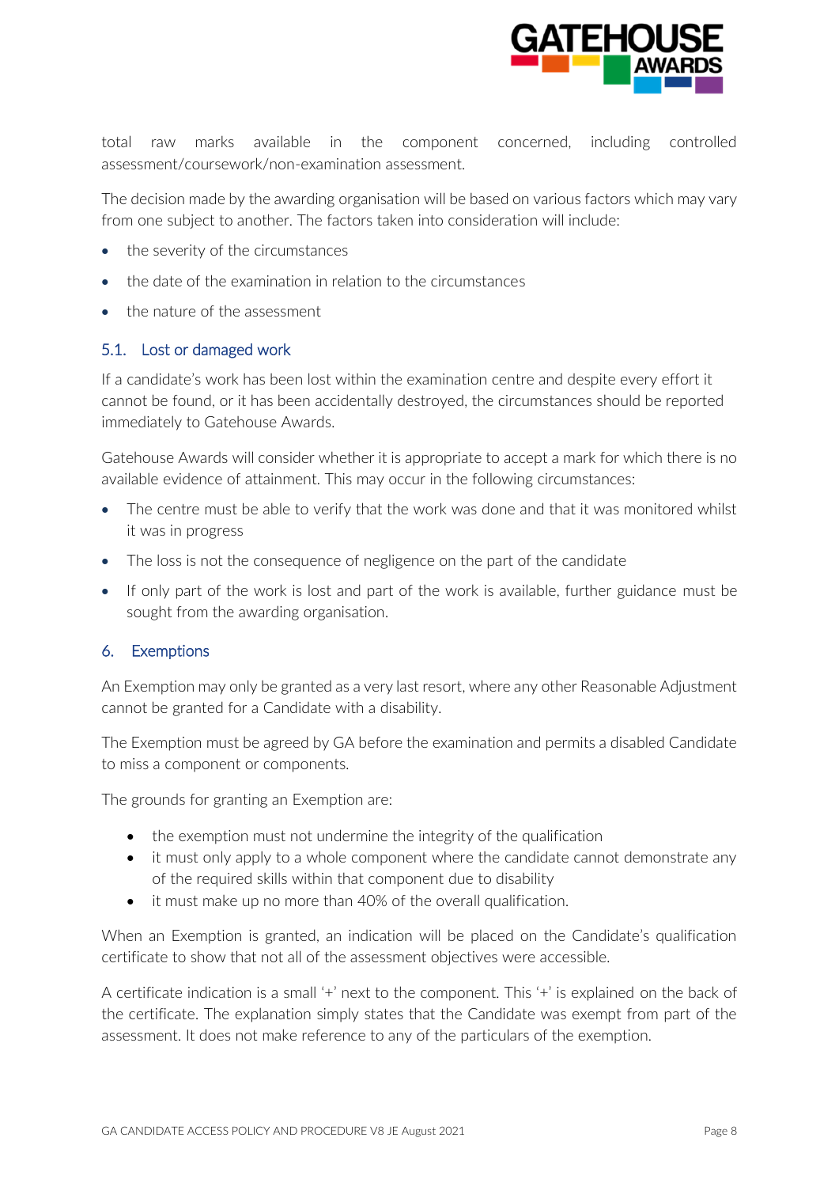total raw marks available in the component concerned, including controlled assessment/coursework/non-examination assessment.

The decision made by the awarding organisation will be based on various factors which may vary from one subject to another. The factors taken into consideration will include:

- the severity of the circumstances
- the date of the examination in relation to the circumstances
- the nature of the assessment

### 5.1. Lost or damaged work

If a candidate's work has been lost within the examination centre and despite every effort it cannot be found, or it has been accidentally destroyed, the circumstances should be reported immediately to Gatehouse Awards.

Gatehouse Awards will consider whether it is appropriate to accept a mark for which there is no available evidence of attainment. This may occur in the following circumstances:

- The centre must be able to verify that the work was done and that it was monitored whilst it was in progress
- The loss is not the consequence of negligence on the part of the candidate
- If only part of the work is lost and part of the work is available, further guidance must be sought from the awarding organisation.

## 6. Exemptions

An Exemption may only be granted as a very last resort, where any other Reasonable Adjustment cannot be granted for a Candidate with a disability.

The Exemption must be agreed by GA before the examination and permits a disabled Candidate to miss a component or components.

The grounds for granting an Exemption are:

- the exemption must not undermine the integrity of the qualification
- it must only apply to a whole component where the candidate cannot demonstrate any of the required skills within that component due to disability
- it must make up no more than 40% of the overall qualification.

When an Exemption is granted, an indication will be placed on the Candidate's qualification certificate to show that not all of the assessment objectives were accessible.

A certificate indication is a small '+' next to the component. This '+' is explained on the back of the certificate. The explanation simply states that the Candidate was exempt from part of the assessment. It does not make reference to any of the particulars of the exemption.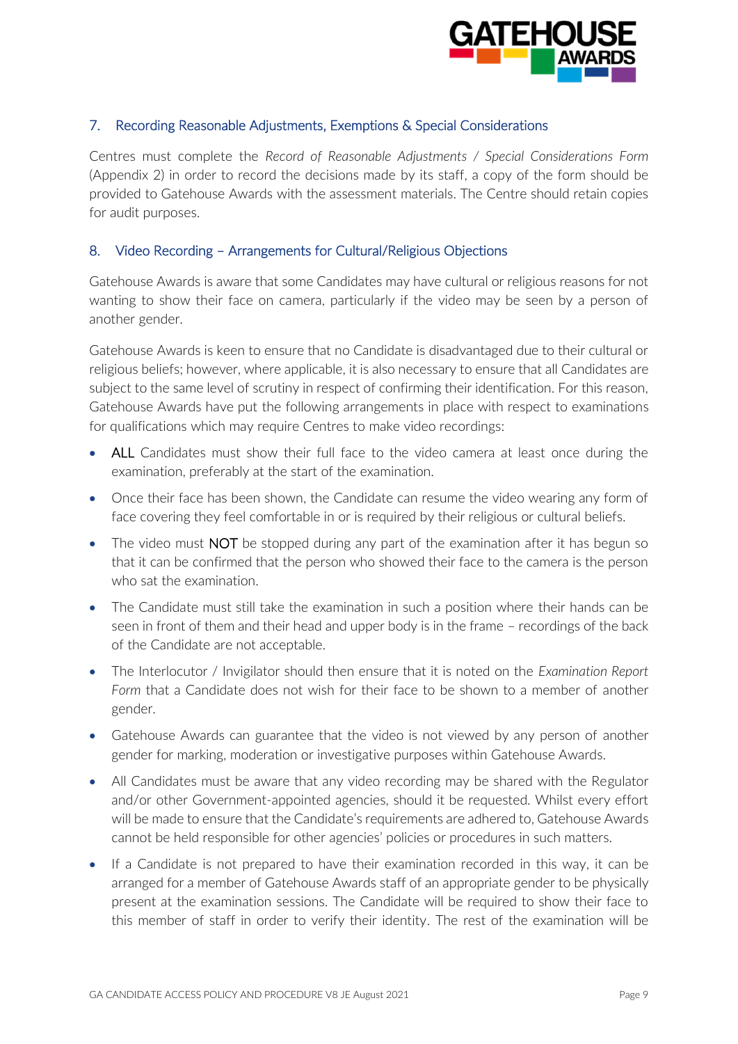## 7. Recording Reasonable Adjustments, Exemptions & Special Considerations

Centres must complete the *Record of Reasonable Adjustments / Special Considerations Form* (Appendix 2) in order to record the decisions made by its staff, a copy of the form should be provided to Gatehouse Awards with the assessment materials. The Centre should retain copies for audit purposes.

## 8. Video Recording – Arrangements for Cultural/Religious Objections

Gatehouse Awards is aware that some Candidates may have cultural or religious reasons for not wanting to show their face on camera, particularly if the video may be seen by a person of another gender.

Gatehouse Awards is keen to ensure that no Candidate is disadvantaged due to their cultural or religious beliefs; however, where applicable, it is also necessary to ensure that all Candidates are subject to the same level of scrutiny in respect of confirming their identification. For this reason, Gatehouse Awards have put the following arrangements in place with respect to examinations for qualifications which may require Centres to make video recordings:

- ALL Candidates must show their full face to the video camera at least once during the examination, preferably at the start of the examination.
- Once their face has been shown, the Candidate can resume the video wearing any form of face covering they feel comfortable in or is required by their religious or cultural beliefs.
- The video must NOT be stopped during any part of the examination after it has begun so that it can be confirmed that the person who showed their face to the camera is the person who sat the examination.
- The Candidate must still take the examination in such a position where their hands can be seen in front of them and their head and upper body is in the frame – recordings of the back of the Candidate are not acceptable.
- The Interlocutor / Invigilator should then ensure that it is noted on the *Examination Report Form* that a Candidate does not wish for their face to be shown to a member of another gender.
- Gatehouse Awards can guarantee that the video is not viewed by any person of another gender for marking, moderation or investigative purposes within Gatehouse Awards.
- All Candidates must be aware that any video recording may be shared with the Regulator and/or other Government-appointed agencies, should it be requested. Whilst every effort will be made to ensure that the Candidate's requirements are adhered to, Gatehouse Awards cannot be held responsible for other agencies' policies or procedures in such matters.
- If a Candidate is not prepared to have their examination recorded in this way, it can be arranged for a member of Gatehouse Awards staff of an appropriate gender to be physically present at the examination sessions. The Candidate will be required to show their face to this member of staff in order to verify their identity. The rest of the examination will be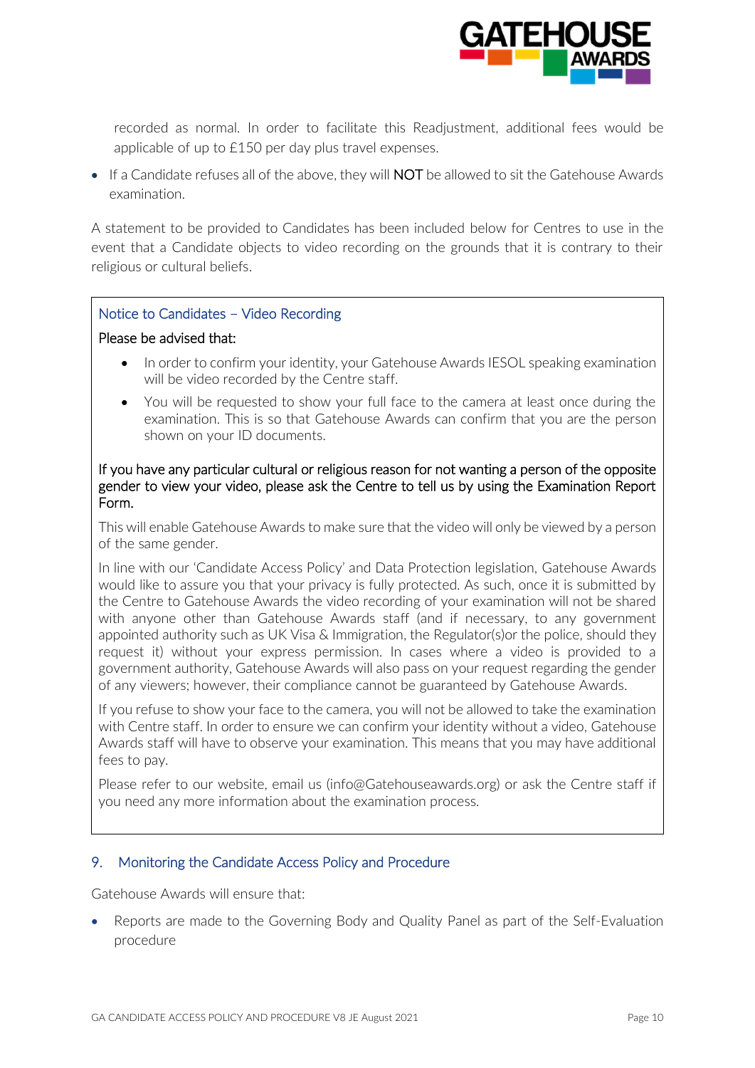recorded as normal. In order to facilitate this Readjustment, additional fees would be applicable of up to £150 per day plus travel expenses.

- If a Candidate refuses all of the above, they will **NOT** be allowed to sit the Gatehouse Awards examination.

A statement to be provided to Candidates has been included below for Centres to use in the event that a Candidate objects to video recording on the grounds that it is contrary to their religious or cultural beliefs.

> ### Notice to Candidates – Video Recording
>
> Please be advised that:
>
> - In order to confirm your identity, your Gatehouse Awards IESOL speaking examination will be video recorded by the Centre staff.
> - You will be requested to show your full face to the camera at least once during the examination. This is so that Gatehouse Awards can confirm that you are the person shown on your ID documents.
>
> If you have any particular cultural or religious reason for not wanting a person of the opposite gender to view your video, please ask the Centre to tell us by using the Examination Report Form.
>
> This will enable Gatehouse Awards to make sure that the video will only be viewed by a person of the same gender.
>
> In line with our 'Candidate Access Policy' and Data Protection legislation, Gatehouse Awards would like to assure you that your privacy is fully protected. As such, once it is submitted by the Centre to Gatehouse Awards the video recording of your examination will not be shared with anyone other than Gatehouse Awards staff (and if necessary, to any government appointed authority such as UK Visa & Immigration, the Regulator(s)or the police, should they request it) without your express permission. In cases where a video is provided to a government authority, Gatehouse Awards will also pass on your request regarding the gender of any viewers; however, their compliance cannot be guaranteed by Gatehouse Awards.
>
> If you refuse to show your face to the camera, you will not be allowed to take the examination with Centre staff. In order to ensure we can confirm your identity without a video, Gatehouse Awards staff will have to observe your examination. This means that you may have additional fees to pay.
>
> Please refer to our website, email us (info@Gatehouseawards.org) or ask the Centre staff if you need any more information about the examination process.

## 9. Monitoring the Candidate Access Policy and Procedure

Gatehouse Awards will ensure that:

- Reports are made to the Governing Body and Quality Panel as part of the Self-Evaluation procedure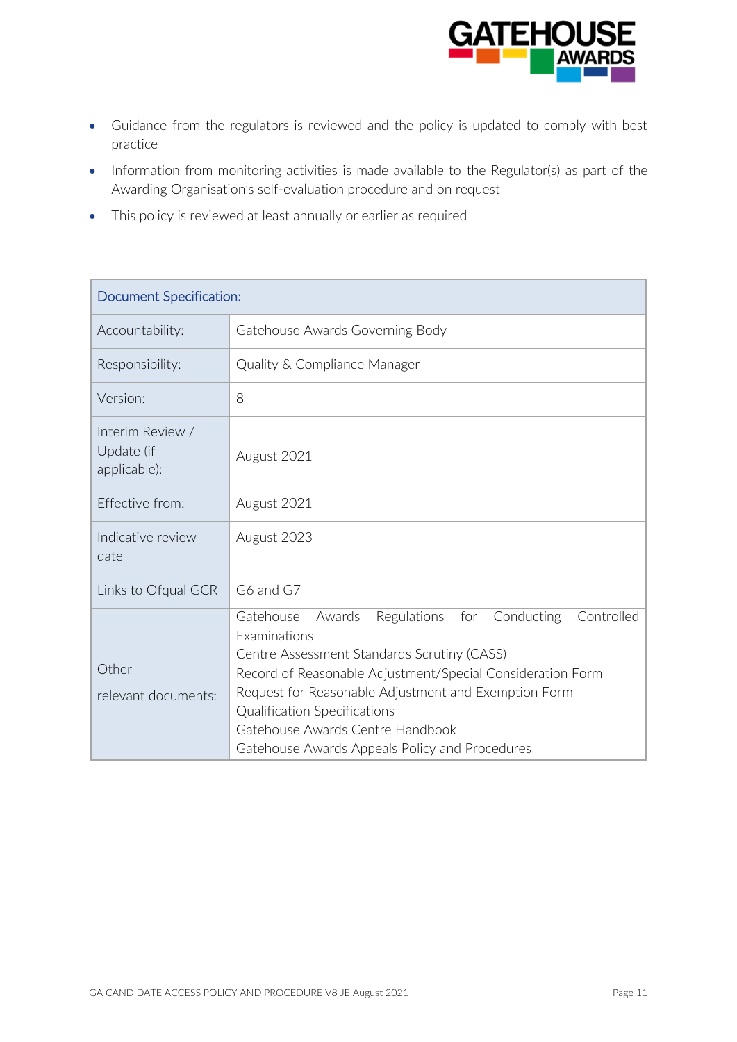- Guidance from the regulators is reviewed and the policy is updated to comply with best practice
- Information from monitoring activities is made available to the Regulator(s) as part of the Awarding Organisation's self-evaluation procedure and on request
- This policy is reviewed at least annually or earlier as required

| Document Specification: | |
|---|---|
| Accountability: | Gatehouse Awards Governing Body |
| Responsibility: | Quality & Compliance Manager |
| Version: | 8 |
| Interim Review / Update (if applicable): | August 2021 |
| Effective from: | August 2021 |
| Indicative review date | August 2023 |
| Links to Ofqual GCR | G6 and G7 |
| Other relevant documents: | Gatehouse Awards Regulations for Conducting Controlled Examinations<br>Centre Assessment Standards Scrutiny (CASS)<br>Record of Reasonable Adjustment/Special Consideration Form<br>Request for Reasonable Adjustment and Exemption Form<br>Qualification Specifications<br>Gatehouse Awards Centre Handbook<br>Gatehouse Awards Appeals Policy and Procedures |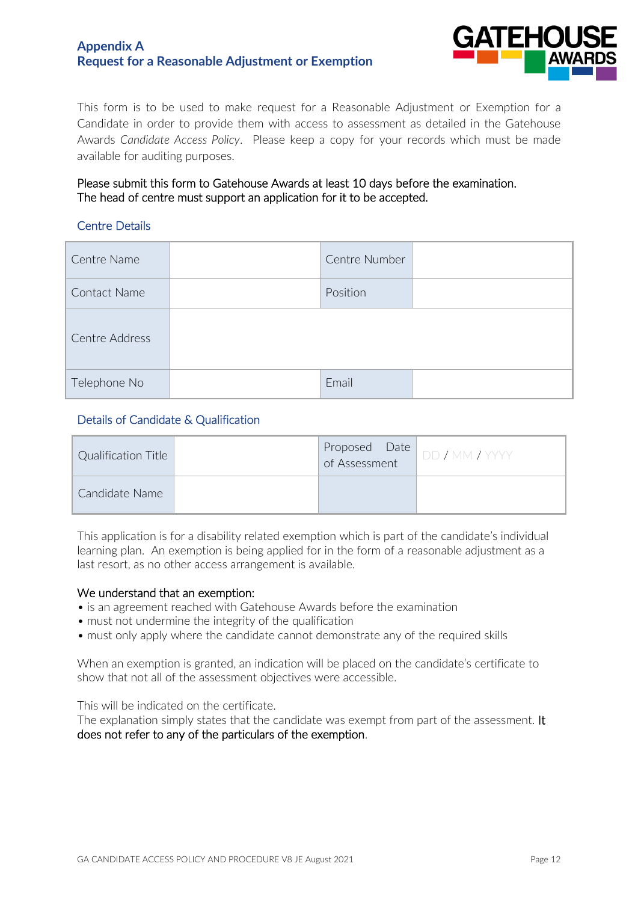## Appendix A
## Request for a Reasonable Adjustment or Exemption

This form is to be used to make request for a Reasonable Adjustment or Exemption for a Candidate in order to provide them with access to assessment as detailed in the Gatehouse Awards *Candidate Access Policy*. Please keep a copy for your records which must be made available for auditing purposes.

Please submit this form to Gatehouse Awards at least 10 days before the examination.
The head of centre must support an application for it to be accepted.

### Centre Details

| Centre Name | | Centre Number | |
|---|---|---|---|
| Contact Name | | Position | |
| Centre Address | | | |
| Telephone No | | Email | |

### Details of Candidate & Qualification

| Qualification Title | | Proposed Date of Assessment | DD / MM / YYYY |
|---|---|---|---|
| Candidate Name | | | |

This application is for a disability related exemption which is part of the candidate's individual learning plan. An exemption is being applied for in the form of a reasonable adjustment as a last resort, as no other access arrangement is available.

We understand that an exemption:

- is an agreement reached with Gatehouse Awards before the examination
- must not undermine the integrity of the qualification
- must only apply where the candidate cannot demonstrate any of the required skills

When an exemption is granted, an indication will be placed on the candidate's certificate to show that not all of the assessment objectives were accessible.

This will be indicated on the certificate.
The explanation simply states that the candidate was exempt from part of the assessment. It does not refer to any of the particulars of the exemption.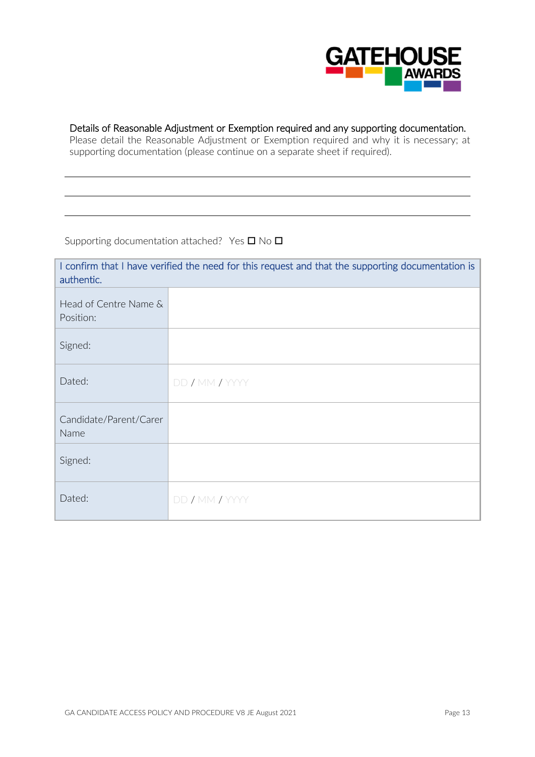Details of Reasonable Adjustment or Exemption required and any supporting documentation.

Please detail the Reasonable Adjustment or Exemption required and why it is necessary; at supporting documentation (please continue on a separate sheet if required).

\_\_\_\_\_\_\_\_\_\_\_\_\_\_\_\_\_\_\_\_\_\_\_\_\_\_\_\_\_\_\_\_\_\_\_\_\_\_\_\_\_\_\_\_\_\_\_\_\_\_\_\_\_\_\_\_\_\_\_\_\_\_\_\_\_\_\_\_\_\_\_\_

\_\_\_\_\_\_\_\_\_\_\_\_\_\_\_\_\_\_\_\_\_\_\_\_\_\_\_\_\_\_\_\_\_\_\_\_\_\_\_\_\_\_\_\_\_\_\_\_\_\_\_\_\_\_\_\_\_\_\_\_\_\_\_\_\_\_\_\_\_\_\_\_

\_\_\_\_\_\_\_\_\_\_\_\_\_\_\_\_\_\_\_\_\_\_\_\_\_\_\_\_\_\_\_\_\_\_\_\_\_\_\_\_\_\_\_\_\_\_\_\_\_\_\_\_\_\_\_\_\_\_\_\_\_\_\_\_\_\_\_\_\_\_\_\_

Supporting documentation attached? Yes ☐ No ☐

| I confirm that I have verified the need for this request and that the supporting documentation is authentic. | |
|---|---|
| Head of Centre Name & Position: | |
| Signed: | |
| Dated: | DD / MM / YYYY |
| Candidate/Parent/Carer Name | |
| Signed: | |
| Dated: | DD / MM / YYYY |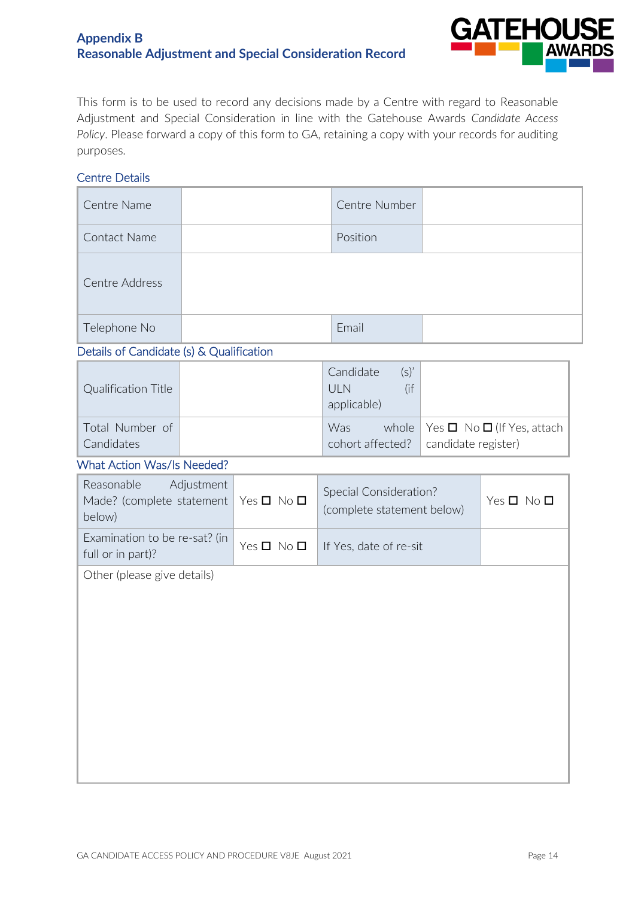## Appendix B
## Reasonable Adjustment and Special Consideration Record

This form is to be used to record any decisions made by a Centre with regard to Reasonable Adjustment and Special Consideration in line with the Gatehouse Awards *Candidate Access Policy*. Please forward a copy of this form to GA, retaining a copy with your records for auditing purposes.

### Centre Details

| Centre Name | | Centre Number | |
|---|---|---|---|
| Contact Name | | Position | |
| Centre Address | | | |
| Telephone No | | Email | |

### Details of Candidate (s) & Qualification

| Qualification Title | | Candidate (s)' ULN (if applicable) | |
|---|---|---|---|
| Total Number of Candidates | | Was whole cohort affected? | Yes ☐ No ☐ (If Yes, attach candidate register) |

### What Action Was/Is Needed?

| Reasonable Adjustment Made? (complete statement below) | Yes ☐ No ☐ | Special Consideration? (complete statement below) | Yes ☐ No ☐ |
|---|---|---|---|
| Examination to be re-sat? (in full or in part)? | Yes ☐ No ☐ | If Yes, date of re-sit | |
| Other (please give details) | | | |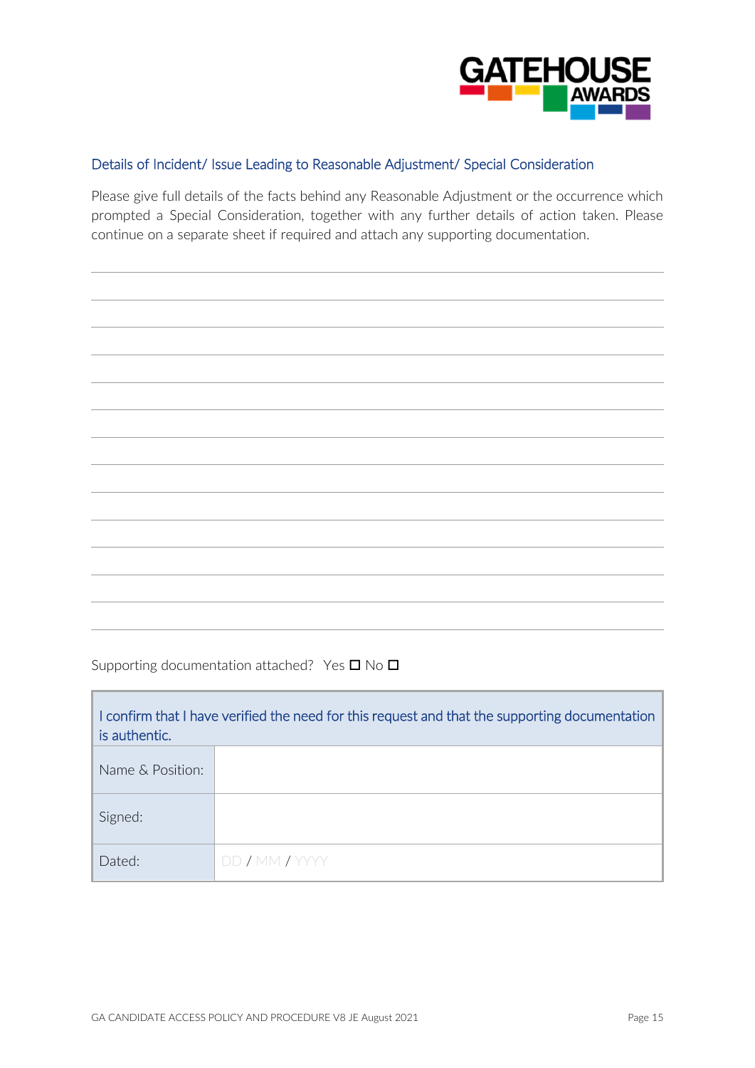### Details of Incident/ Issue Leading to Reasonable Adjustment/ Special Consideration

Please give full details of the facts behind any Reasonable Adjustment or the occurrence which prompted a Special Consideration, together with any further details of action taken. Please continue on a separate sheet if required and attach any supporting documentation.

\_\_\_\_\_\_\_\_\_\_\_\_\_\_\_\_\_\_\_\_\_\_\_\_\_\_\_\_\_\_\_\_\_\_\_\_\_\_\_\_\_\_\_\_\_\_\_\_\_\_\_\_\_\_\_\_\_\_\_\_\_\_\_\_\_\_\_\_\_\_\_\_

\_\_\_\_\_\_\_\_\_\_\_\_\_\_\_\_\_\_\_\_\_\_\_\_\_\_\_\_\_\_\_\_\_\_\_\_\_\_\_\_\_\_\_\_\_\_\_\_\_\_\_\_\_\_\_\_\_\_\_\_\_\_\_\_\_\_\_\_\_\_\_\_

\_\_\_\_\_\_\_\_\_\_\_\_\_\_\_\_\_\_\_\_\_\_\_\_\_\_\_\_\_\_\_\_\_\_\_\_\_\_\_\_\_\_\_\_\_\_\_\_\_\_\_\_\_\_\_\_\_\_\_\_\_\_\_\_\_\_\_\_\_\_\_\_

\_\_\_\_\_\_\_\_\_\_\_\_\_\_\_\_\_\_\_\_\_\_\_\_\_\_\_\_\_\_\_\_\_\_\_\_\_\_\_\_\_\_\_\_\_\_\_\_\_\_\_\_\_\_\_\_\_\_\_\_\_\_\_\_\_\_\_\_\_\_\_\_

\_\_\_\_\_\_\_\_\_\_\_\_\_\_\_\_\_\_\_\_\_\_\_\_\_\_\_\_\_\_\_\_\_\_\_\_\_\_\_\_\_\_\_\_\_\_\_\_\_\_\_\_\_\_\_\_\_\_\_\_\_\_\_\_\_\_\_\_\_\_\_\_

\_\_\_\_\_\_\_\_\_\_\_\_\_\_\_\_\_\_\_\_\_\_\_\_\_\_\_\_\_\_\_\_\_\_\_\_\_\_\_\_\_\_\_\_\_\_\_\_\_\_\_\_\_\_\_\_\_\_\_\_\_\_\_\_\_\_\_\_\_\_\_\_

\_\_\_\_\_\_\_\_\_\_\_\_\_\_\_\_\_\_\_\_\_\_\_\_\_\_\_\_\_\_\_\_\_\_\_\_\_\_\_\_\_\_\_\_\_\_\_\_\_\_\_\_\_\_\_\_\_\_\_\_\_\_\_\_\_\_\_\_\_\_\_\_

\_\_\_\_\_\_\_\_\_\_\_\_\_\_\_\_\_\_\_\_\_\_\_\_\_\_\_\_\_\_\_\_\_\_\_\_\_\_\_\_\_\_\_\_\_\_\_\_\_\_\_\_\_\_\_\_\_\_\_\_\_\_\_\_\_\_\_\_\_\_\_\_

\_\_\_\_\_\_\_\_\_\_\_\_\_\_\_\_\_\_\_\_\_\_\_\_\_\_\_\_\_\_\_\_\_\_\_\_\_\_\_\_\_\_\_\_\_\_\_\_\_\_\_\_\_\_\_\_\_\_\_\_\_\_\_\_\_\_\_\_\_\_\_\_

\_\_\_\_\_\_\_\_\_\_\_\_\_\_\_\_\_\_\_\_\_\_\_\_\_\_\_\_\_\_\_\_\_\_\_\_\_\_\_\_\_\_\_\_\_\_\_\_\_\_\_\_\_\_\_\_\_\_\_\_\_\_\_\_\_\_\_\_\_\_\_\_

\_\_\_\_\_\_\_\_\_\_\_\_\_\_\_\_\_\_\_\_\_\_\_\_\_\_\_\_\_\_\_\_\_\_\_\_\_\_\_\_\_\_\_\_\_\_\_\_\_\_\_\_\_\_\_\_\_\_\_\_\_\_\_\_\_\_\_\_\_\_\_\_

\_\_\_\_\_\_\_\_\_\_\_\_\_\_\_\_\_\_\_\_\_\_\_\_\_\_\_\_\_\_\_\_\_\_\_\_\_\_\_\_\_\_\_\_\_\_\_\_\_\_\_\_\_\_\_\_\_\_\_\_\_\_\_\_\_\_\_\_\_\_\_\_

\_\_\_\_\_\_\_\_\_\_\_\_\_\_\_\_\_\_\_\_\_\_\_\_\_\_\_\_\_\_\_\_\_\_\_\_\_\_\_\_\_\_\_\_\_\_\_\_\_\_\_\_\_\_\_\_\_\_\_\_\_\_\_\_\_\_\_\_\_\_\_\_

\_\_\_\_\_\_\_\_\_\_\_\_\_\_\_\_\_\_\_\_\_\_\_\_\_\_\_\_\_\_\_\_\_\_\_\_\_\_\_\_\_\_\_\_\_\_\_\_\_\_\_\_\_\_\_\_\_\_\_\_\_\_\_\_\_\_\_\_\_\_\_\_

Supporting documentation attached? Yes ☐ No ☐

| I confirm that I have verified the need for this request and that the supporting documentation is authentic. | |
|---|---|
| Name & Position: | |
| Signed: | |
| Dated: | DD / MM / YYYY |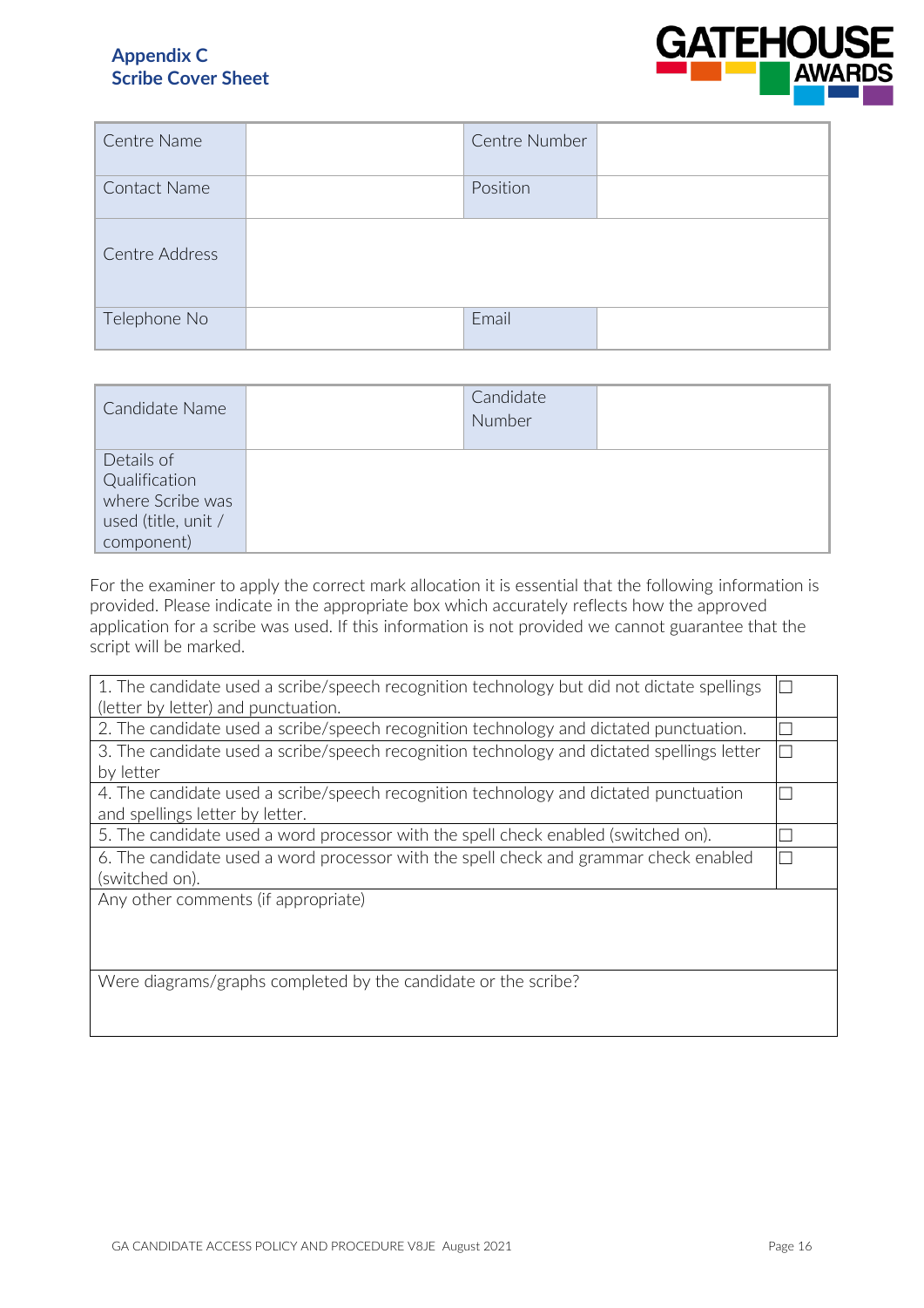## Appendix C
## Scribe Cover Sheet

| Centre Name | | Centre Number | |
|---|---|---|---|
| Contact Name | | Position | |
| Centre Address | | | |
| Telephone No | | Email | |

| Candidate Name | | Candidate Number | |
|---|---|---|---|
| Details of Qualification where Scribe was used (title, unit / component) | | | |

For the examiner to apply the correct mark allocation it is essential that the following information is provided. Please indicate in the appropriate box which accurately reflects how the approved application for a scribe was used. If this information is not provided we cannot guarantee that the script will be marked.

| | |
|---|---|
| 1. The candidate used a scribe/speech recognition technology but did not dictate spellings (letter by letter) and punctuation. | ☐ |
| 2. The candidate used a scribe/speech recognition technology and dictated punctuation. | ☐ |
| 3. The candidate used a scribe/speech recognition technology and dictated spellings letter by letter | ☐ |
| 4. The candidate used a scribe/speech recognition technology and dictated punctuation and spellings letter by letter. | ☐ |
| 5. The candidate used a word processor with the spell check enabled (switched on). | ☐ |
| 6. The candidate used a word processor with the spell check and grammar check enabled (switched on). | ☐ |
| Any other comments (if appropriate) | |
| Were diagrams/graphs completed by the candidate or the scribe? | |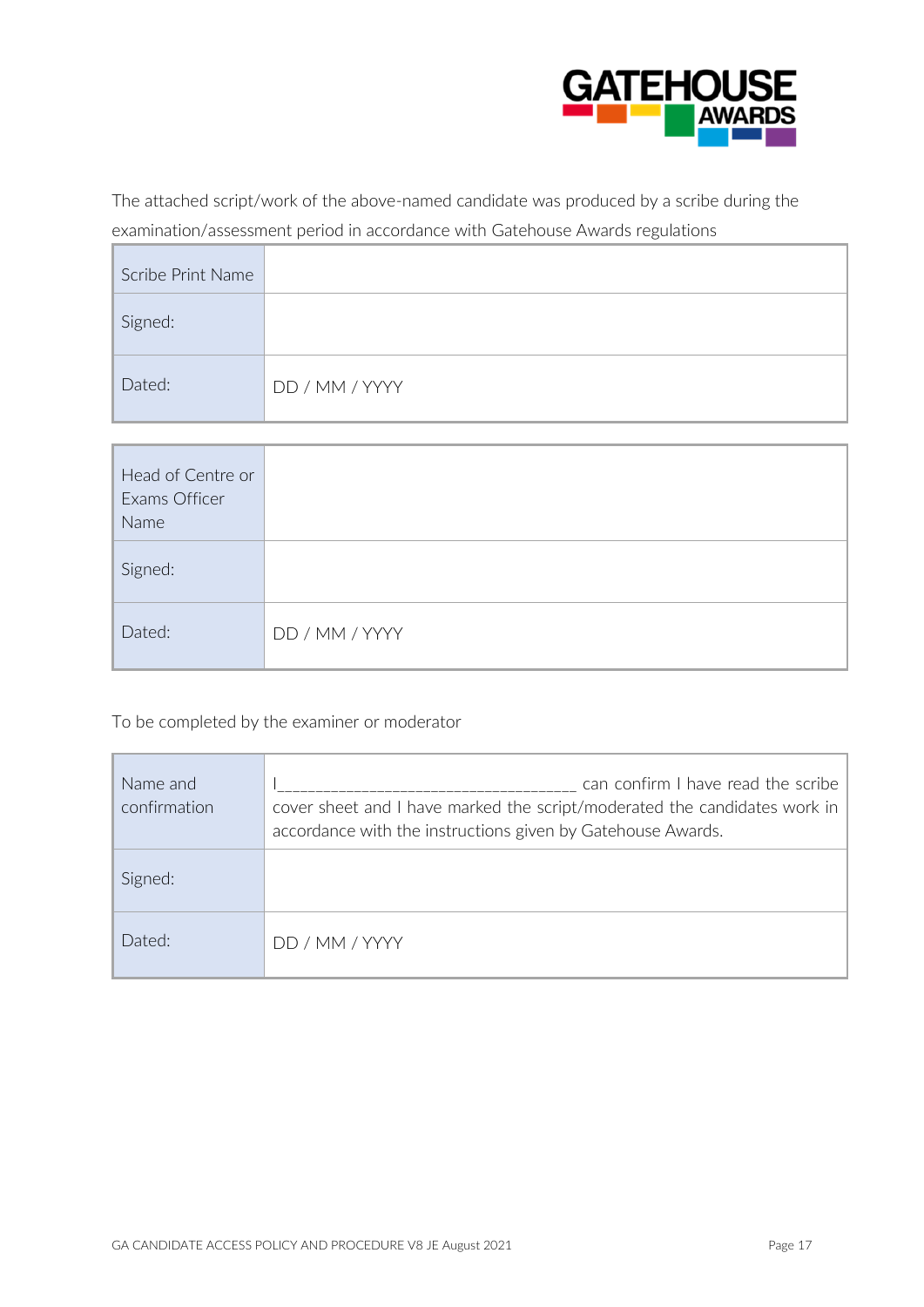The attached script/work of the above-named candidate was produced by a scribe during the examination/assessment period in accordance with Gatehouse Awards regulations

| | |
|---|---|
| Scribe Print Name | |
| Signed: | |
| Dated: | DD / MM / YYYY |

| | |
|---|---|
| Head of Centre or Exams Officer Name | |
| Signed: | |
| Dated: | DD / MM / YYYY |

To be completed by the examiner or moderator

| | |
|---|---|
| Name and confirmation | I_______________________________________ can confirm I have read the scribe cover sheet and I have marked the script/moderated the candidates work in accordance with the instructions given by Gatehouse Awards. |
| Signed: | |
| Dated: | DD / MM / YYYY |